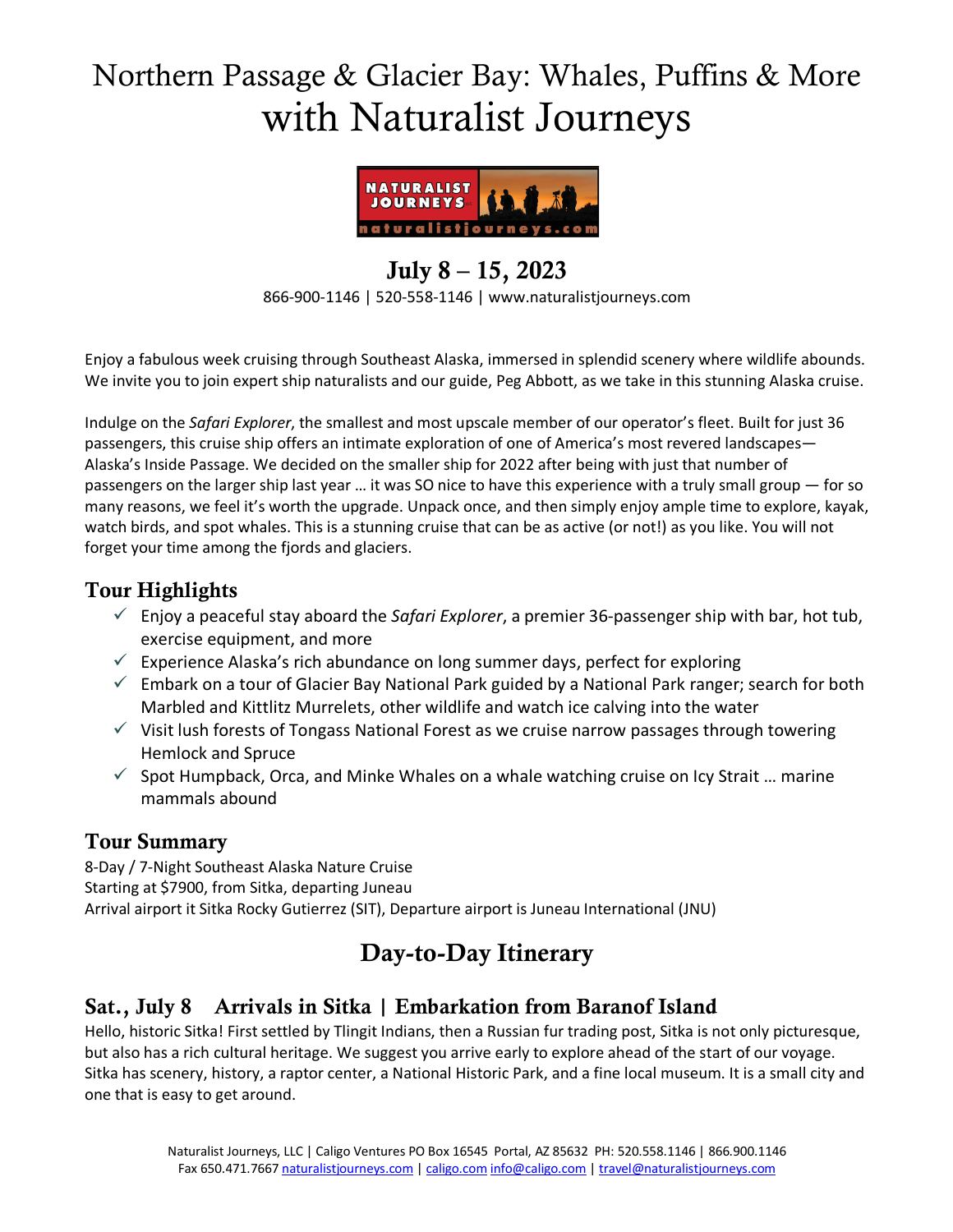# Northern Passage & Glacier Bay: Whales, Puffins & More with Naturalist Journeys

## July 8 – 15, 2023

866-900-1146 | 520-558-1146 | www.naturalistjourneys.com

Enjoy a fabulous week cruising through Southeast Alaska, immersed in splendid scenery where wildlife abounds. We invite you to join expert ship naturalists and our guide, Peg Abbott, as we take in this stunning Alaska cruise.

Indulge on the *Safari Explorer*, the smallest and most upscale member of our operator's fleet. Built for just 36 passengers, this cruise ship offers an intimate exploration of one of America's most revered landscapes—Alaska's Inside Passage. We decided on the smaller ship for 2022 after being with just that number of passengers on the larger ship last year … it was SO nice to have this experience with a truly small group — for so many reasons, we feel it's worth the upgrade. Unpack once, and then simply enjoy ample time to explore, kayak, watch birds, and spot whales. This is a stunning cruise that can be as active (or not!) as you like. You will not forget your time among the fjords and glaciers.

## Tour Highlights

- ✓ Enjoy a peaceful stay aboard the *Safari Explorer*, a premier 36-passenger ship with bar, hot tub, exercise equipment, and more
- ✓ Experience Alaska's rich abundance on long summer days, perfect for exploring
- ✓ Embark on a tour of Glacier Bay National Park guided by a National Park ranger; search for both Marbled and Kittlitz Murrelets, other wildlife and watch ice calving into the water
- ✓ Visit lush forests of Tongass National Forest as we cruise narrow passages through towering Hemlock and Spruce
- ✓ Spot Humpback, Orca, and Minke Whales on a whale watching cruise on Icy Strait … marine mammals abound

## Tour Summary

8-Day / 7-Night Southeast Alaska Nature Cruise
Starting at $7900, from Sitka, departing Juneau
Arrival airport it Sitka Rocky Gutierrez (SIT), Departure airport is Juneau International (JNU)

# Day-to-Day Itinerary

## Sat., July 8 Arrivals in Sitka | Embarkation from Baranof Island

Hello, historic Sitka! First settled by Tlingit Indians, then a Russian fur trading post, Sitka is not only picturesque, but also has a rich cultural heritage. We suggest you arrive early to explore ahead of the start of our voyage. Sitka has scenery, history, a raptor center, a National Historic Park, and a fine local museum. It is a small city and one that is easy to get around.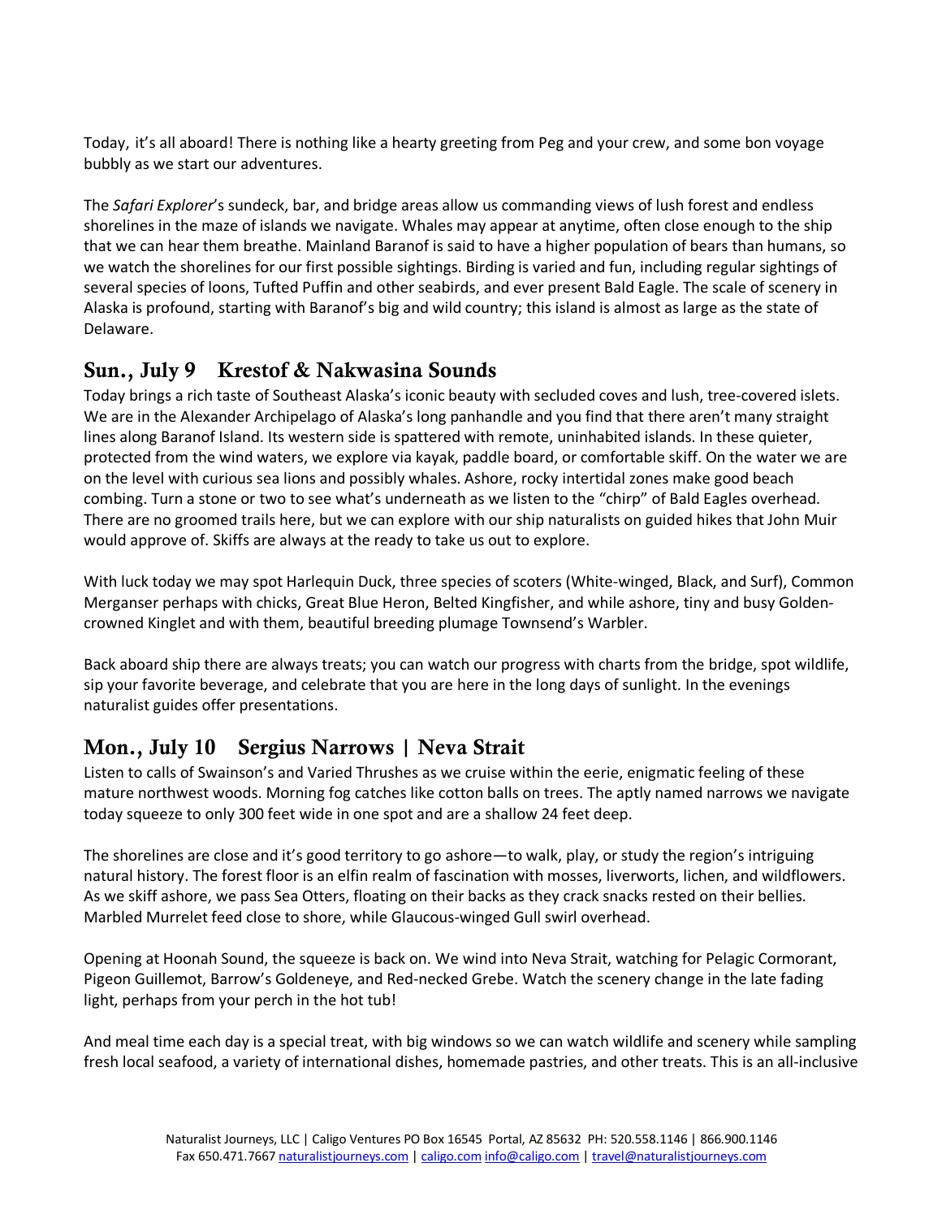Today, it's all aboard! There is nothing like a hearty greeting from Peg and your crew, and some bon voyage bubbly as we start our adventures.

The *Safari Explorer*'s sundeck, bar, and bridge areas allow us commanding views of lush forest and endless shorelines in the maze of islands we navigate. Whales may appear at anytime, often close enough to the ship that we can hear them breathe. Mainland Baranof is said to have a higher population of bears than humans, so we watch the shorelines for our first possible sightings. Birding is varied and fun, including regular sightings of several species of loons, Tufted Puffin and other seabirds, and ever present Bald Eagle. The scale of scenery in Alaska is profound, starting with Baranof's big and wild country; this island is almost as large as the state of Delaware.

## Sun., July 9 Krestof & Nakwasina Sounds

Today brings a rich taste of Southeast Alaska's iconic beauty with secluded coves and lush, tree-covered islets. We are in the Alexander Archipelago of Alaska's long panhandle and you find that there aren't many straight lines along Baranof Island. Its western side is spattered with remote, uninhabited islands. In these quieter, protected from the wind waters, we explore via kayak, paddle board, or comfortable skiff. On the water we are on the level with curious sea lions and possibly whales. Ashore, rocky intertidal zones make good beach combing. Turn a stone or two to see what's underneath as we listen to the "chirp" of Bald Eagles overhead. There are no groomed trails here, but we can explore with our ship naturalists on guided hikes that John Muir would approve of. Skiffs are always at the ready to take us out to explore.

With luck today we may spot Harlequin Duck, three species of scoters (White-winged, Black, and Surf), Common Merganser perhaps with chicks, Great Blue Heron, Belted Kingfisher, and while ashore, tiny and busy Golden-crowned Kinglet and with them, beautiful breeding plumage Townsend's Warbler.

Back aboard ship there are always treats; you can watch our progress with charts from the bridge, spot wildlife, sip your favorite beverage, and celebrate that you are here in the long days of sunlight. In the evenings naturalist guides offer presentations.

## Mon., July 10 Sergius Narrows | Neva Strait

Listen to calls of Swainson's and Varied Thrushes as we cruise within the eerie, enigmatic feeling of these mature northwest woods. Morning fog catches like cotton balls on trees. The aptly named narrows we navigate today squeeze to only 300 feet wide in one spot and are a shallow 24 feet deep.

The shorelines are close and it's good territory to go ashore—to walk, play, or study the region's intriguing natural history. The forest floor is an elfin realm of fascination with mosses, liverworts, lichen, and wildflowers. As we skiff ashore, we pass Sea Otters, floating on their backs as they crack snacks rested on their bellies. Marbled Murrelet feed close to shore, while Glaucous-winged Gull swirl overhead.

Opening at Hoonah Sound, the squeeze is back on. We wind into Neva Strait, watching for Pelagic Cormorant, Pigeon Guillemot, Barrow's Goldeneye, and Red-necked Grebe. Watch the scenery change in the late fading light, perhaps from your perch in the hot tub!

And meal time each day is a special treat, with big windows so we can watch wildlife and scenery while sampling fresh local seafood, a variety of international dishes, homemade pastries, and other treats. This is an all-inclusive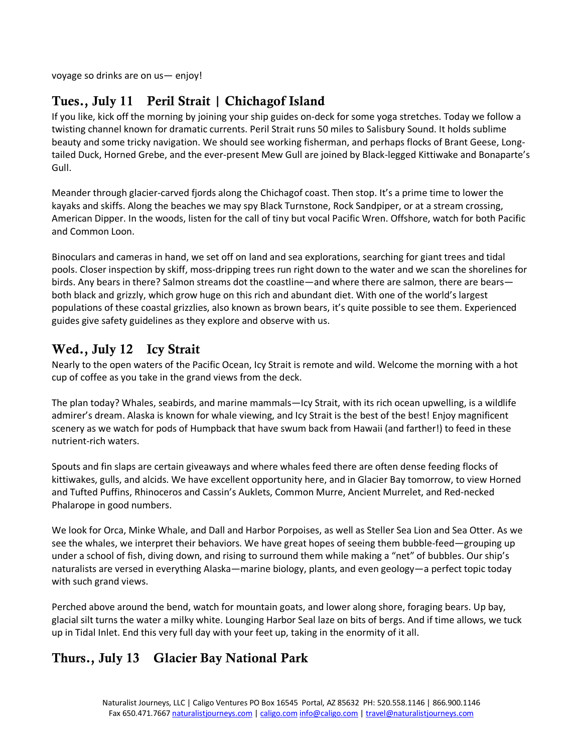voyage so drinks are on us— enjoy!

## Tues., July 11 Peril Strait | Chichagof Island

If you like, kick off the morning by joining your ship guides on-deck for some yoga stretches. Today we follow a twisting channel known for dramatic currents. Peril Strait runs 50 miles to Salisbury Sound. It holds sublime beauty and some tricky navigation. We should see working fisherman, and perhaps flocks of Brant Geese, Long-tailed Duck, Horned Grebe, and the ever-present Mew Gull are joined by Black-legged Kittiwake and Bonaparte's Gull.

Meander through glacier-carved fjords along the Chichagof coast. Then stop. It's a prime time to lower the kayaks and skiffs. Along the beaches we may spy Black Turnstone, Rock Sandpiper, or at a stream crossing, American Dipper. In the woods, listen for the call of tiny but vocal Pacific Wren. Offshore, watch for both Pacific and Common Loon.

Binoculars and cameras in hand, we set off on land and sea explorations, searching for giant trees and tidal pools. Closer inspection by skiff, moss-dripping trees run right down to the water and we scan the shorelines for birds. Any bears in there? Salmon streams dot the coastline—and where there are salmon, there are bears—both black and grizzly, which grow huge on this rich and abundant diet. With one of the world's largest populations of these coastal grizzlies, also known as brown bears, it's quite possible to see them. Experienced guides give safety guidelines as they explore and observe with us.

## Wed., July 12 Icy Strait

Nearly to the open waters of the Pacific Ocean, Icy Strait is remote and wild. Welcome the morning with a hot cup of coffee as you take in the grand views from the deck.

The plan today? Whales, seabirds, and marine mammals—Icy Strait, with its rich ocean upwelling, is a wildlife admirer's dream. Alaska is known for whale viewing, and Icy Strait is the best of the best! Enjoy magnificent scenery as we watch for pods of Humpback that have swum back from Hawaii (and farther!) to feed in these nutrient-rich waters.

Spouts and fin slaps are certain giveaways and where whales feed there are often dense feeding flocks of kittiwakes, gulls, and alcids. We have excellent opportunity here, and in Glacier Bay tomorrow, to view Horned and Tufted Puffins, Rhinoceros and Cassin's Auklets, Common Murre, Ancient Murrelet, and Red-necked Phalarope in good numbers.

We look for Orca, Minke Whale, and Dall and Harbor Porpoises, as well as Steller Sea Lion and Sea Otter. As we see the whales, we interpret their behaviors. We have great hopes of seeing them bubble-feed—grouping up under a school of fish, diving down, and rising to surround them while making a "net" of bubbles. Our ship's naturalists are versed in everything Alaska—marine biology, plants, and even geology—a perfect topic today with such grand views.

Perched above around the bend, watch for mountain goats, and lower along shore, foraging bears. Up bay, glacial silt turns the water a milky white. Lounging Harbor Seal laze on bits of bergs. And if time allows, we tuck up in Tidal Inlet. End this very full day with your feet up, taking in the enormity of it all.

## Thurs., July 13 Glacier Bay National Park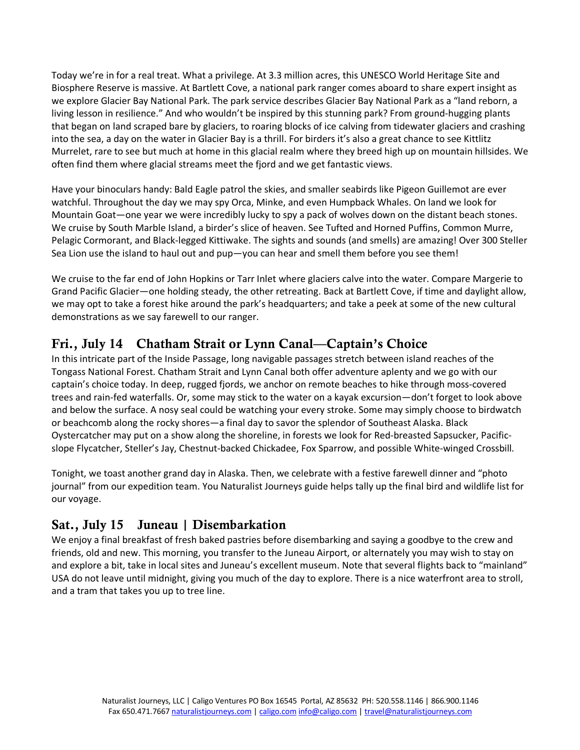Today we're in for a real treat. What a privilege. At 3.3 million acres, this UNESCO World Heritage Site and Biosphere Reserve is massive. At Bartlett Cove, a national park ranger comes aboard to share expert insight as we explore Glacier Bay National Park. The park service describes Glacier Bay National Park as a "land reborn, a living lesson in resilience." And who wouldn't be inspired by this stunning park? From ground-hugging plants that began on land scraped bare by glaciers, to roaring blocks of ice calving from tidewater glaciers and crashing into the sea, a day on the water in Glacier Bay is a thrill. For birders it's also a great chance to see Kittlitz Murrelet, rare to see but much at home in this glacial realm where they breed high up on mountain hillsides. We often find them where glacial streams meet the fjord and we get fantastic views.

Have your binoculars handy: Bald Eagle patrol the skies, and smaller seabirds like Pigeon Guillemot are ever watchful. Throughout the day we may spy Orca, Minke, and even Humpback Whales. On land we look for Mountain Goat—one year we were incredibly lucky to spy a pack of wolves down on the distant beach stones. We cruise by South Marble Island, a birder's slice of heaven. See Tufted and Horned Puffins, Common Murre, Pelagic Cormorant, and Black-legged Kittiwake. The sights and sounds (and smells) are amazing! Over 300 Steller Sea Lion use the island to haul out and pup—you can hear and smell them before you see them!

We cruise to the far end of John Hopkins or Tarr Inlet where glaciers calve into the water. Compare Margerie to Grand Pacific Glacier—one holding steady, the other retreating. Back at Bartlett Cove, if time and daylight allow, we may opt to take a forest hike around the park's headquarters; and take a peek at some of the new cultural demonstrations as we say farewell to our ranger.

## Fri., July 14 Chatham Strait or Lynn Canal—Captain's Choice

In this intricate part of the Inside Passage, long navigable passages stretch between island reaches of the Tongass National Forest. Chatham Strait and Lynn Canal both offer adventure aplenty and we go with our captain's choice today. In deep, rugged fjords, we anchor on remote beaches to hike through moss-covered trees and rain-fed waterfalls. Or, some may stick to the water on a kayak excursion—don't forget to look above and below the surface. A nosy seal could be watching your every stroke. Some may simply choose to birdwatch or beachcomb along the rocky shores—a final day to savor the splendor of Southeast Alaska. Black Oystercatcher may put on a show along the shoreline, in forests we look for Red-breasted Sapsucker, Pacific-slope Flycatcher, Steller's Jay, Chestnut-backed Chickadee, Fox Sparrow, and possible White-winged Crossbill.

Tonight, we toast another grand day in Alaska. Then, we celebrate with a festive farewell dinner and "photo journal" from our expedition team. You Naturalist Journeys guide helps tally up the final bird and wildlife list for our voyage.

## Sat., July 15 Juneau | Disembarkation

We enjoy a final breakfast of fresh baked pastries before disembarking and saying a goodbye to the crew and friends, old and new. This morning, you transfer to the Juneau Airport, or alternately you may wish to stay on and explore a bit, take in local sites and Juneau's excellent museum. Note that several flights back to "mainland" USA do not leave until midnight, giving you much of the day to explore. There is a nice waterfront area to stroll, and a tram that takes you up to tree line.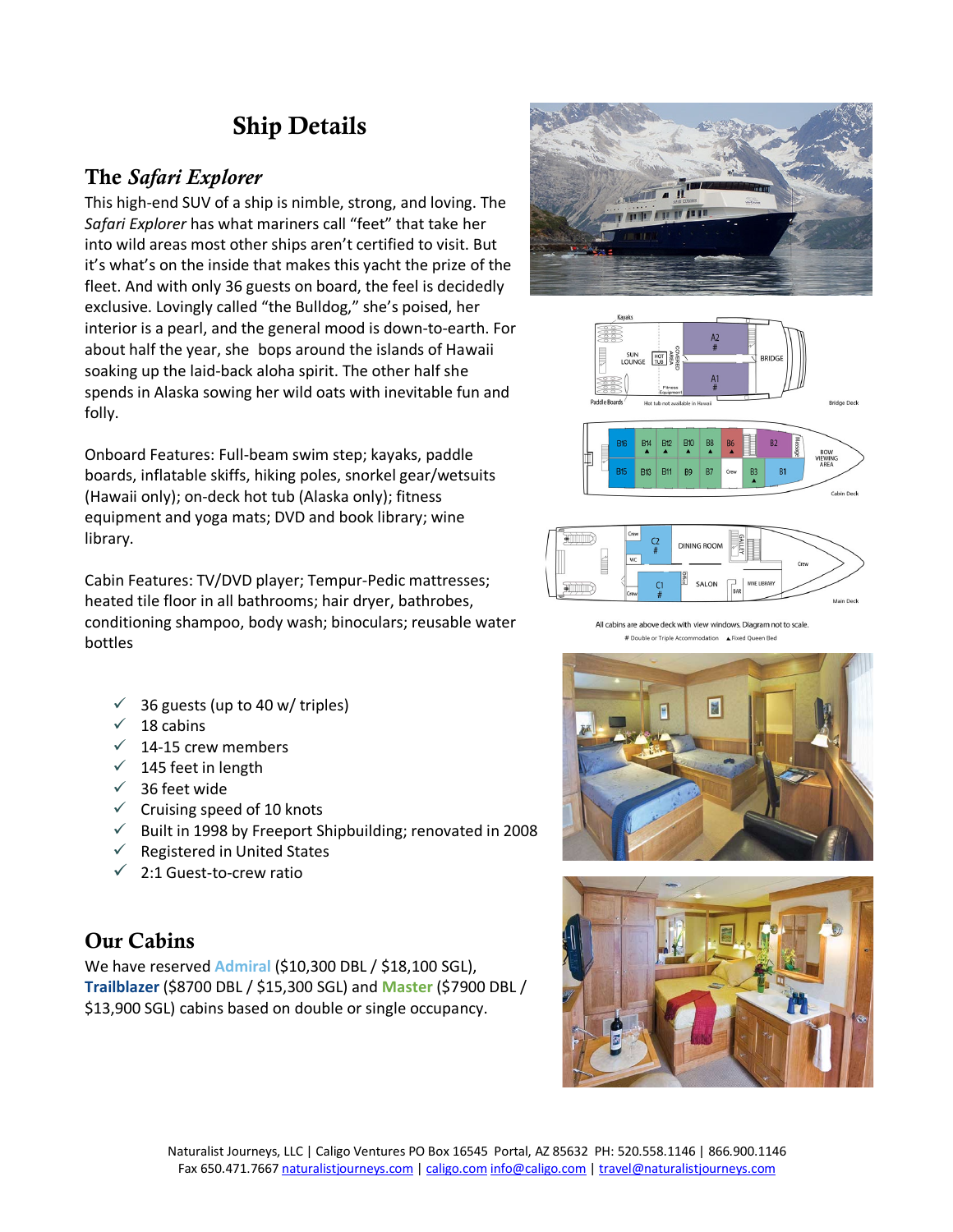# Ship Details

## The *Safari Explorer*

This high-end SUV of a ship is nimble, strong, and loving. The *Safari Explorer* has what mariners call "feet" that take her into wild areas most other ships aren't certified to visit. But it's what's on the inside that makes this yacht the prize of the fleet. And with only 36 guests on board, the feel is decidedly exclusive. Lovingly called "the Bulldog," she's poised, her interior is a pearl, and the general mood is down-to-earth. For about half the year, she bops around the islands of Hawaii soaking up the laid-back aloha spirit. The other half she spends in Alaska sowing her wild oats with inevitable fun and folly.

Onboard Features: Full-beam swim step; kayaks, paddle boards, inflatable skiffs, hiking poles, snorkel gear/wetsuits (Hawaii only); on-deck hot tub (Alaska only); fitness equipment and yoga mats; DVD and book library; wine library.

Cabin Features: TV/DVD player; Tempur-Pedic mattresses; heated tile floor in all bathrooms; hair dryer, bathrobes, conditioning shampoo, body wash; binoculars; reusable water bottles

- ✓ 36 guests (up to 40 w/ triples)
- ✓ 18 cabins
- ✓ 14-15 crew members
- ✓ 145 feet in length
- ✓ 36 feet wide
- ✓ Cruising speed of 10 knots
- ✓ Built in 1998 by Freeport Shipbuilding; renovated in 2008
- ✓ Registered in United States
- ✓ 2:1 Guest-to-crew ratio

All cabins are above deck with view windows. Diagram not to scale.
# Double or Triple Accommodation ▲ Fixed Queen Bed

## Our Cabins

We have reserved **Admiral** ($10,300 DBL / $18,100 SGL), **Trailblazer** ($8700 DBL / $15,300 SGL) and **Master** ($7900 DBL / $13,900 SGL) cabins based on double or single occupancy.

Naturalist Journeys, LLC | Caligo Ventures PO Box 16545 Portal, AZ 85632 PH: 520.558.1146 | 866.900.1146
Fax 650.471.7667 naturalistjourneys.com | caligo.com info@caligo.com | travel@naturalistjourneys.com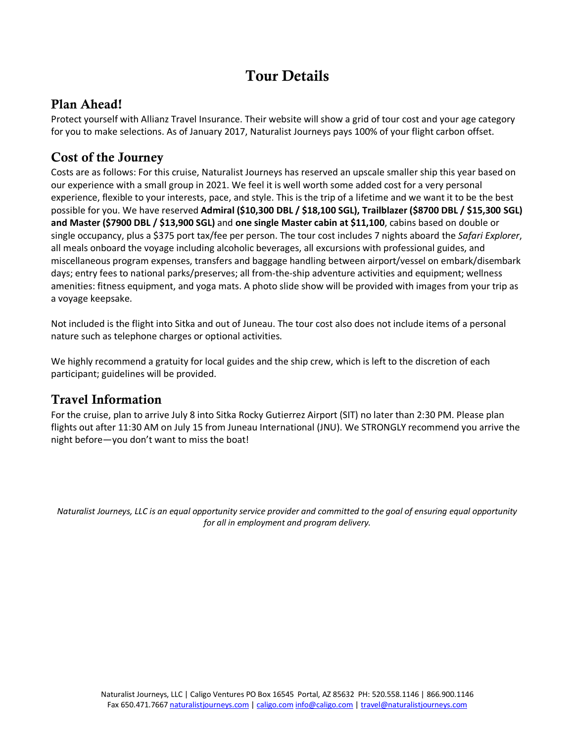# Tour Details

## Plan Ahead!

Protect yourself with Allianz Travel Insurance. Their website will show a grid of tour cost and your age category for you to make selections. As of January 2017, Naturalist Journeys pays 100% of your flight carbon offset.

## Cost of the Journey

Costs are as follows: For this cruise, Naturalist Journeys has reserved an upscale smaller ship this year based on our experience with a small group in 2021. We feel it is well worth some added cost for a very personal experience, flexible to your interests, pace, and style. This is the trip of a lifetime and we want it to be the best possible for you. We have reserved **Admiral ($10,300 DBL / $18,100 SGL), Trailblazer ($8700 DBL / $15,300 SGL) and Master ($7900 DBL / $13,900 SGL)** and **one single Master cabin at $11,100**, cabins based on double or single occupancy, plus a $375 port tax/fee per person. The tour cost includes 7 nights aboard the *Safari Explorer*, all meals onboard the voyage including alcoholic beverages, all excursions with professional guides, and miscellaneous program expenses, transfers and baggage handling between airport/vessel on embark/disembark days; entry fees to national parks/preserves; all from-the-ship adventure activities and equipment; wellness amenities: fitness equipment, and yoga mats. A photo slide show will be provided with images from your trip as a voyage keepsake.

Not included is the flight into Sitka and out of Juneau. The tour cost also does not include items of a personal nature such as telephone charges or optional activities.

We highly recommend a gratuity for local guides and the ship crew, which is left to the discretion of each participant; guidelines will be provided.

## Travel Information

For the cruise, plan to arrive July 8 into Sitka Rocky Gutierrez Airport (SIT) no later than 2:30 PM. Please plan flights out after 11:30 AM on July 15 from Juneau International (JNU). We STRONGLY recommend you arrive the night before—you don't want to miss the boat!

*Naturalist Journeys, LLC is an equal opportunity service provider and committed to the goal of ensuring equal opportunity for all in employment and program delivery.*

Naturalist Journeys, LLC | Caligo Ventures PO Box 16545 Portal, AZ 85632 PH: 520.558.1146 | 866.900.1146
Fax 650.471.7667 naturalistjourneys.com | caligo.com info@caligo.com | travel@naturalistjourneys.com